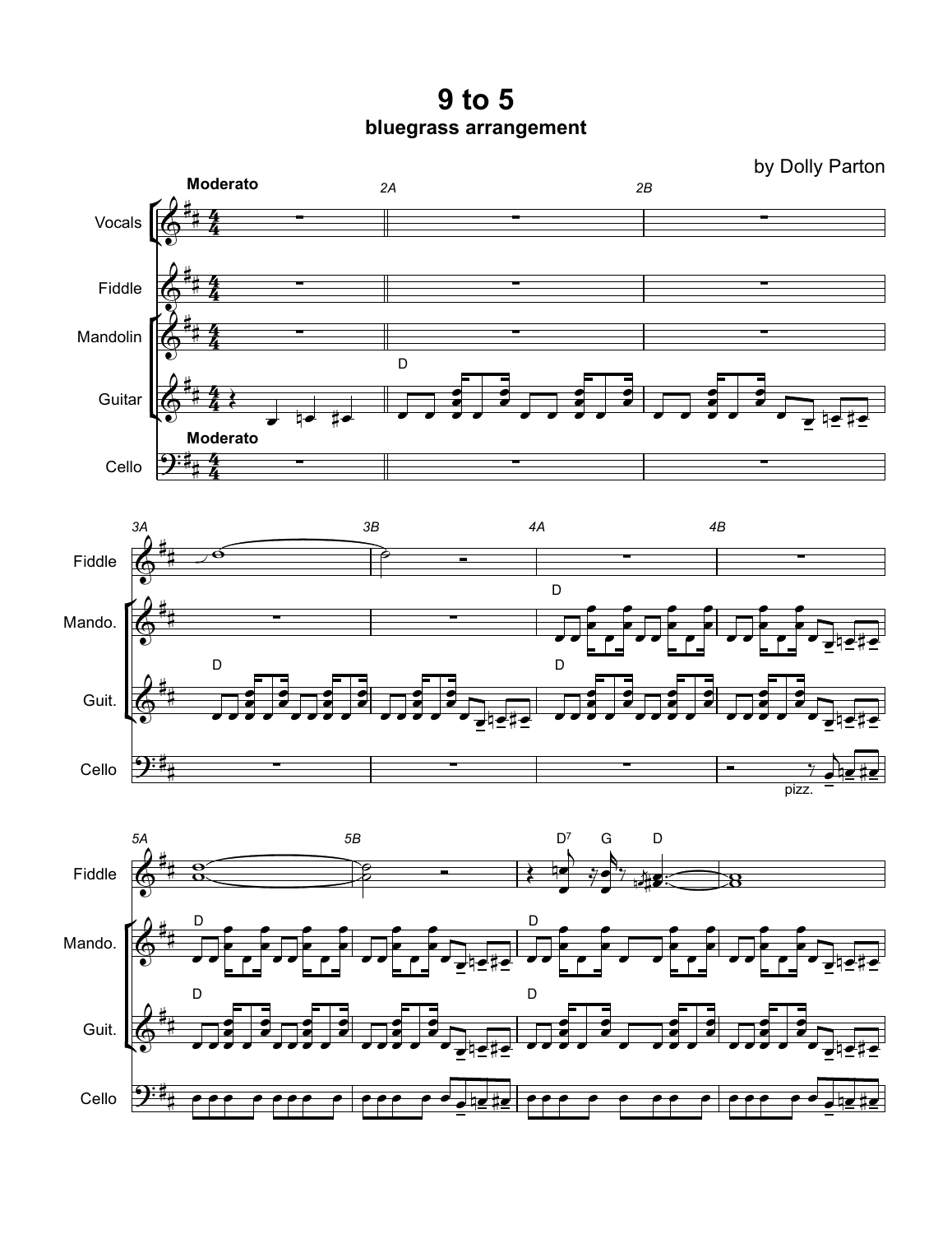# 9 to 5

## bluegrass arrangement

by Dolly Parton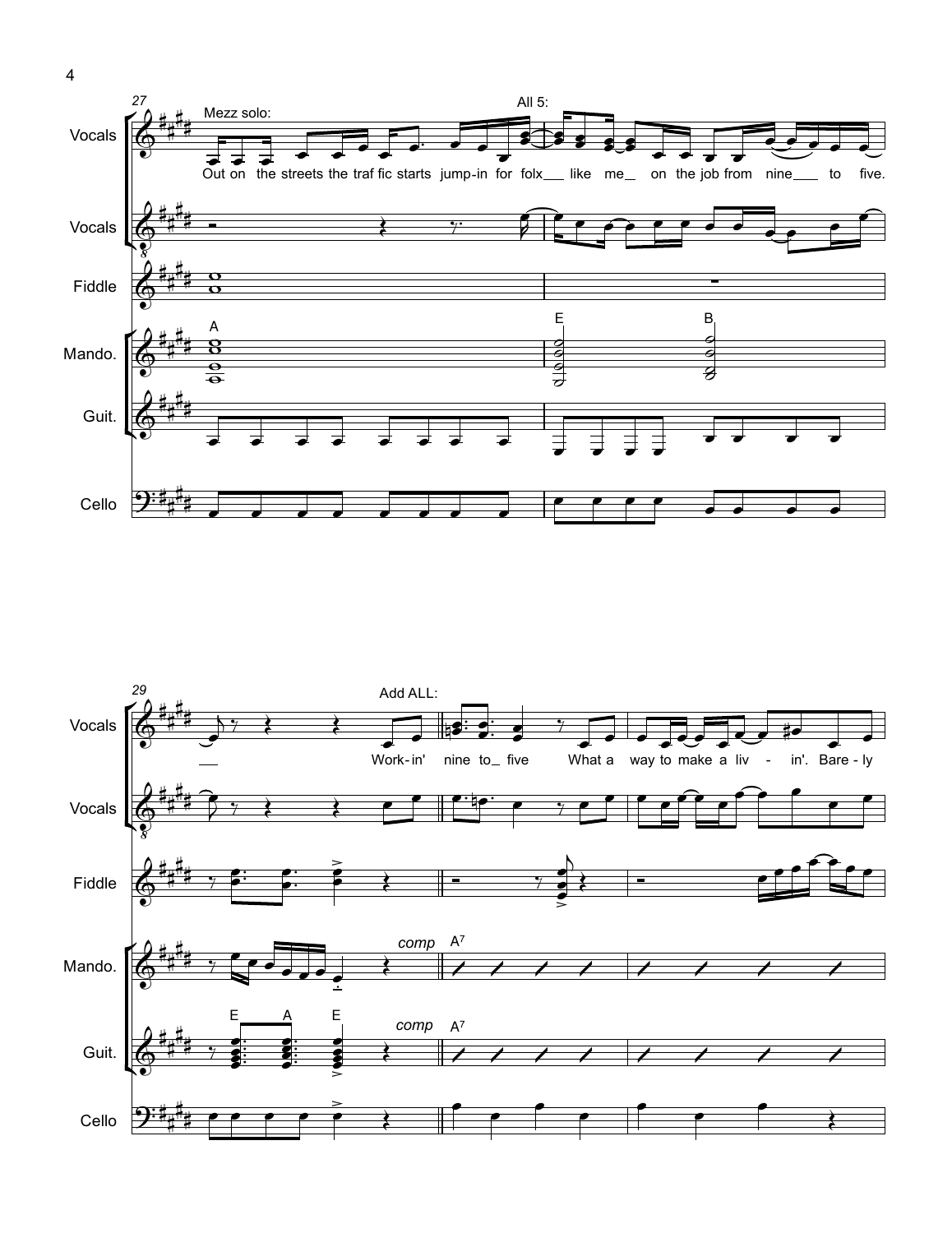27

Mezz solo:

Out on the streets the traf fic starts jump-in for folx like me on the job from nine to five.

All 5:

Vocals

Vocals

Fiddle

Mando. — A — E — B

Guit.

Cello

29

Add ALL:

Work-in' nine to five What a way to make a liv - in'. Bare - ly

Vocals

Vocals

Fiddle

Mando. — *comp* — $A^7$

Guit. — E — A — E — *comp* — $A^7$

Cello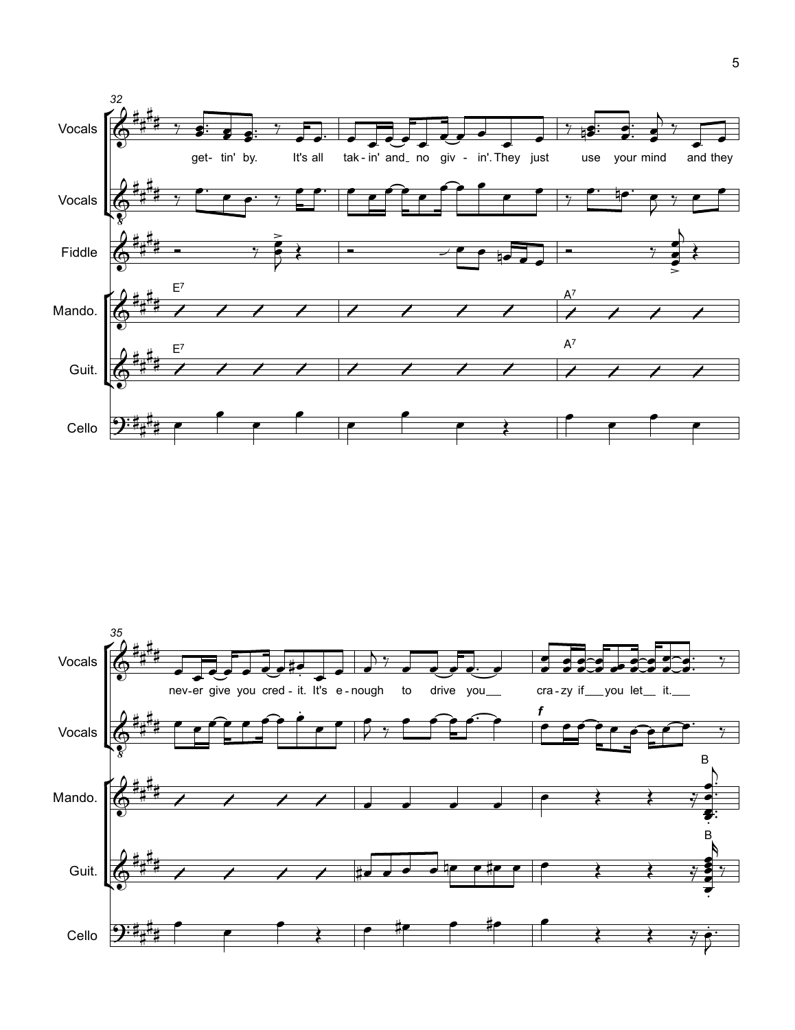Vocals
Vocals
Fiddle
Mando.
Guit.
Cello

32

get- tin' by. It's all tak - in' and_ no giv - in'. They just use your mind and they

E7 A7

35

nev-er give you cred - it. It's e - nough to drive you__ cra - zy if__ you let__ it.__

*f*

B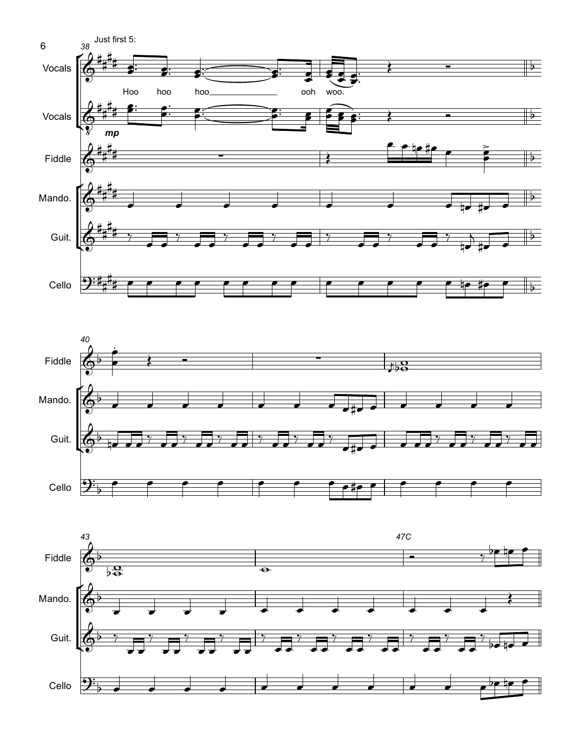Just first 5:

Hoo hoo hoo ooh woo.

*mp*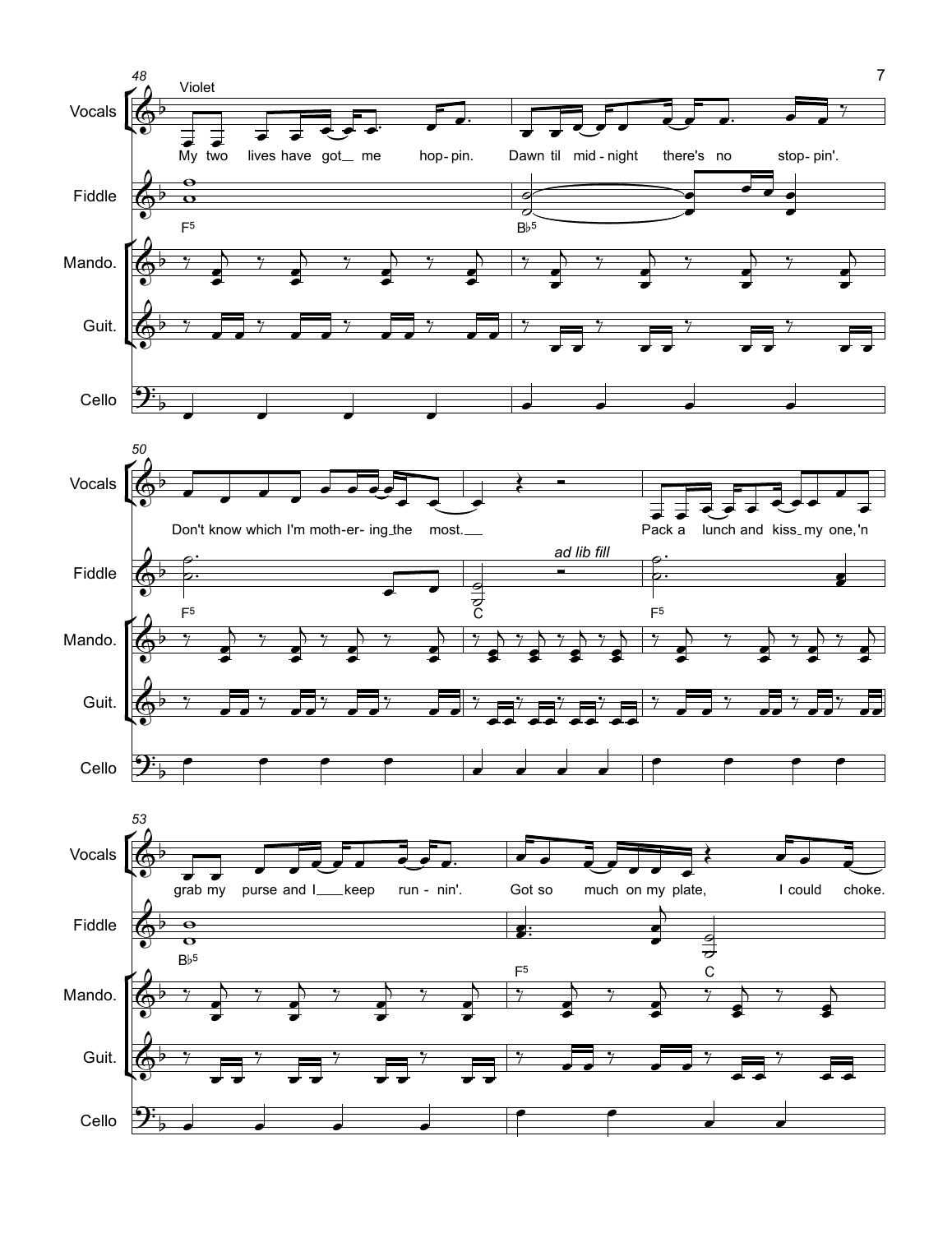Violet

My two lives have got_ me hop-pin. Dawn til mid-night there's no stop-pin'.

Don't know which I'm moth-er-ing_the most._

Pack a lunch and kiss_ my one,'n grab my purse and I___keep run-nin'.

Got so much on my plate, I could choke.

Vocals

Fiddle

F5 B♭5 F5 C F5 B♭5 F5 C

*ad lib fill*

Mando.

Guit.

Cello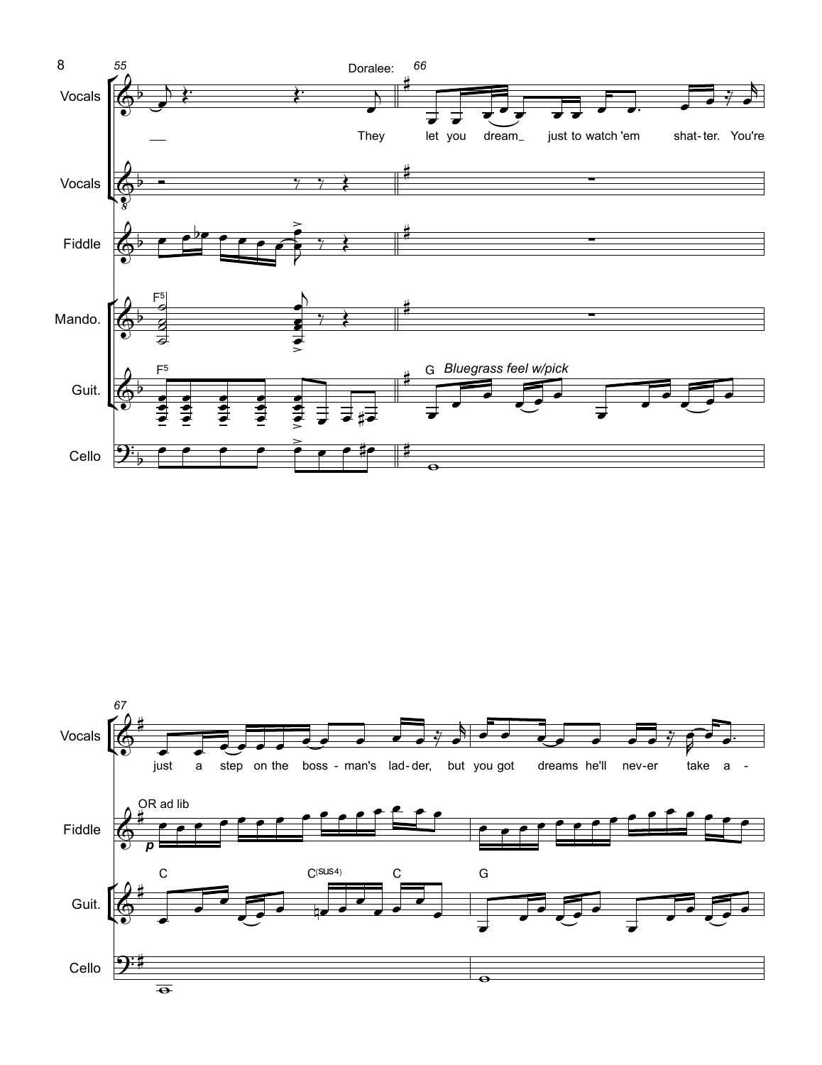55

Doralee:

66

Vocals

— They | let you dream_ just to watch 'em shat-ter. You're

Vocals

Fiddle

Mando.

F5

Guit.

F5

G *Bluegrass feel w/pick*

Cello

67

Vocals

just a step on the boss-man's lad-der, but you got dreams he'll nev-er take a-

Fiddle

OR ad lib

*p*

Guit.

C C(sus4) C G

Cello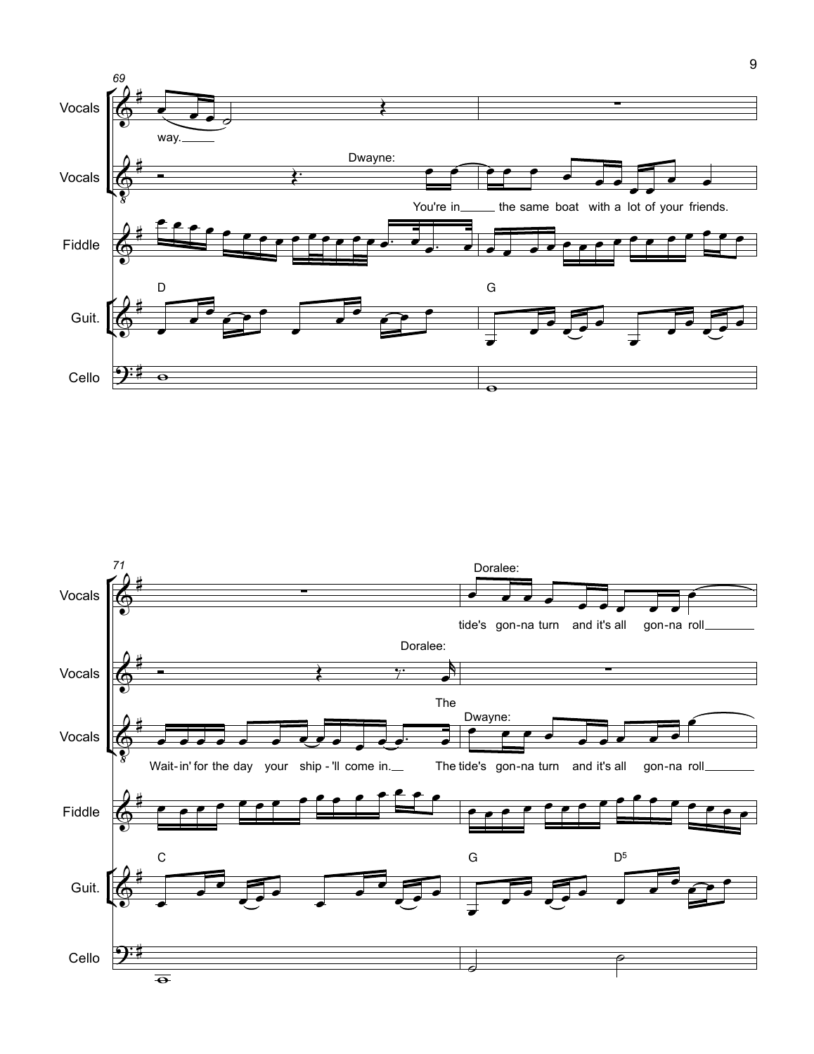69

Vocals

way.

Vocals

Dwayne:

You're in the same boat with a lot of your friends.

Fiddle

Guit.

D

G

Cello

71

Vocals

Doralee:

tide's gon-na turn and it's all gon-na roll

Vocals

Doralee:

The

Vocals

Dwayne:

Wait-in' for the day your ship-'ll come in. The tide's gon-na turn and it's all gon-na roll

Fiddle

Guit.

C

G

$D^5$

Cello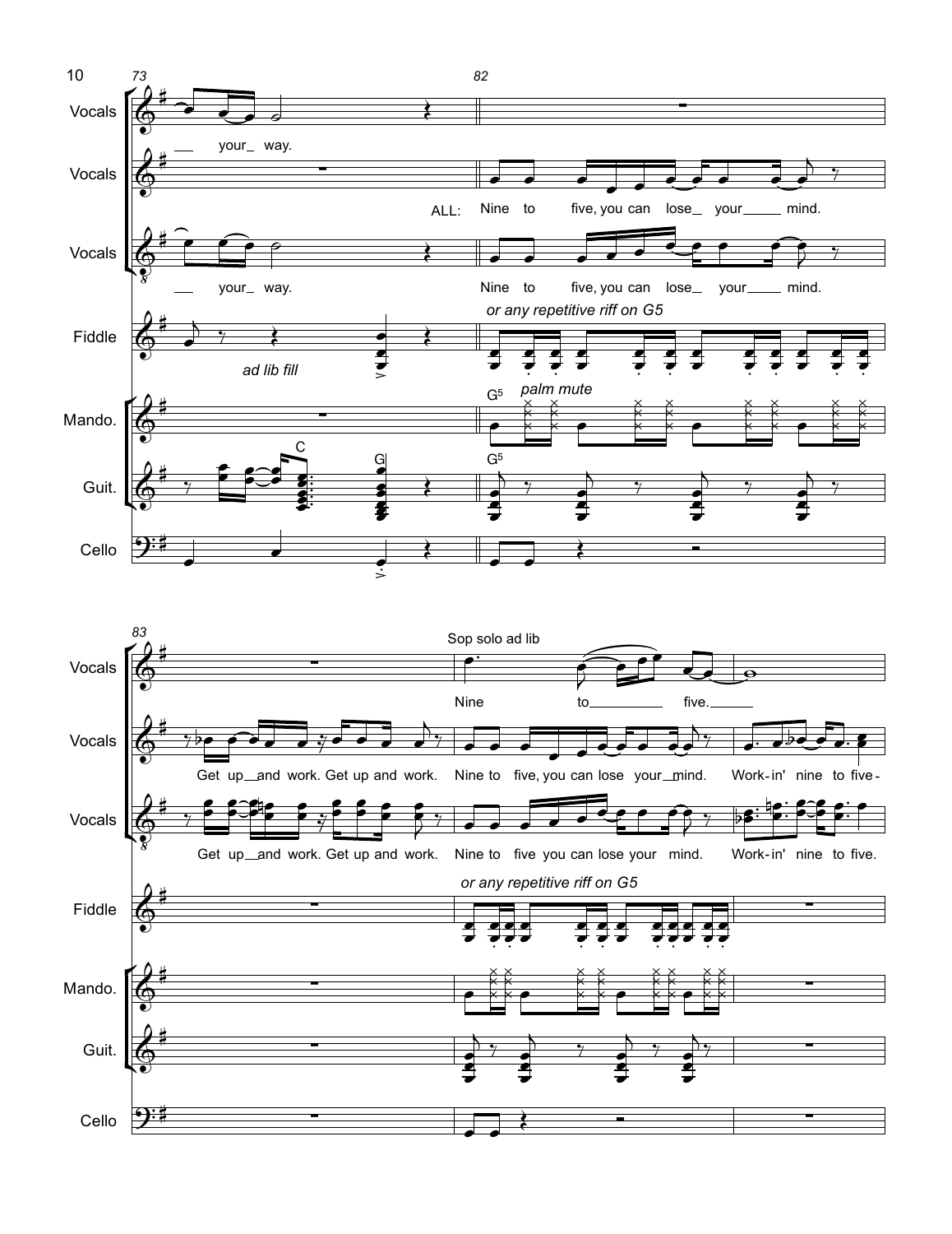73 | 82

Vocals: your_ way.

Vocals: ALL: Nine to five, you can lose_ your_____ mind.

Vocals: your_ way. Nine to five, you can lose_ your____ mind.

Fiddle: *ad lib fill* | *or any repetitive riff on G5*

Mando.: G5 *palm mute*

Guit.: C G | G5

Cello

83

Vocals: Sop solo ad lib — Nine to_________ five.______

Vocals: Get up__and work. Get up and work. Nine to five, you can lose your__mind. Work-in' nine to five-

Vocals: Get up__and work. Get up and work. Nine to five you can lose your mind. Work-in' nine to five.

Fiddle: *or any repetitive riff on G5*

Mando.

Guit.

Cello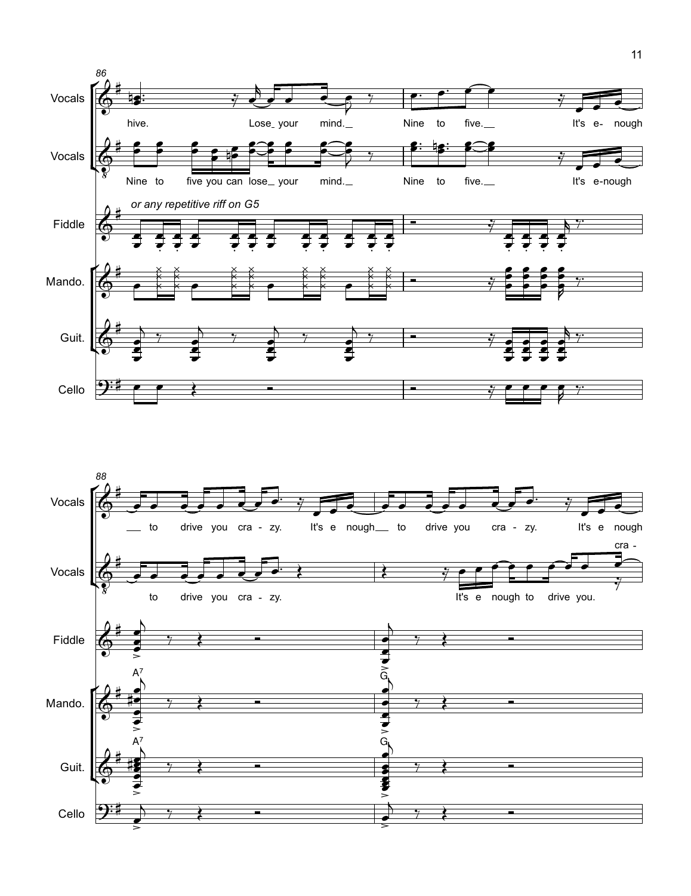86

Vocals

hive. Lose_ your mind._ Nine to five._ It's e- nough

Vocals

Nine to five you can lose_ your mind._ Nine to five._ It's e-nough

*or any repetitive riff on G5*

Fiddle

Mando.

Guit.

Cello

88

Vocals

_ to drive you cra - zy. It's e nough_ to drive you cra - zy. It's e nough

Vocals

to drive you cra - zy. It's e nough to drive you. cra -

Fiddle

Mando. A7 G

Guit. A7 G

Cello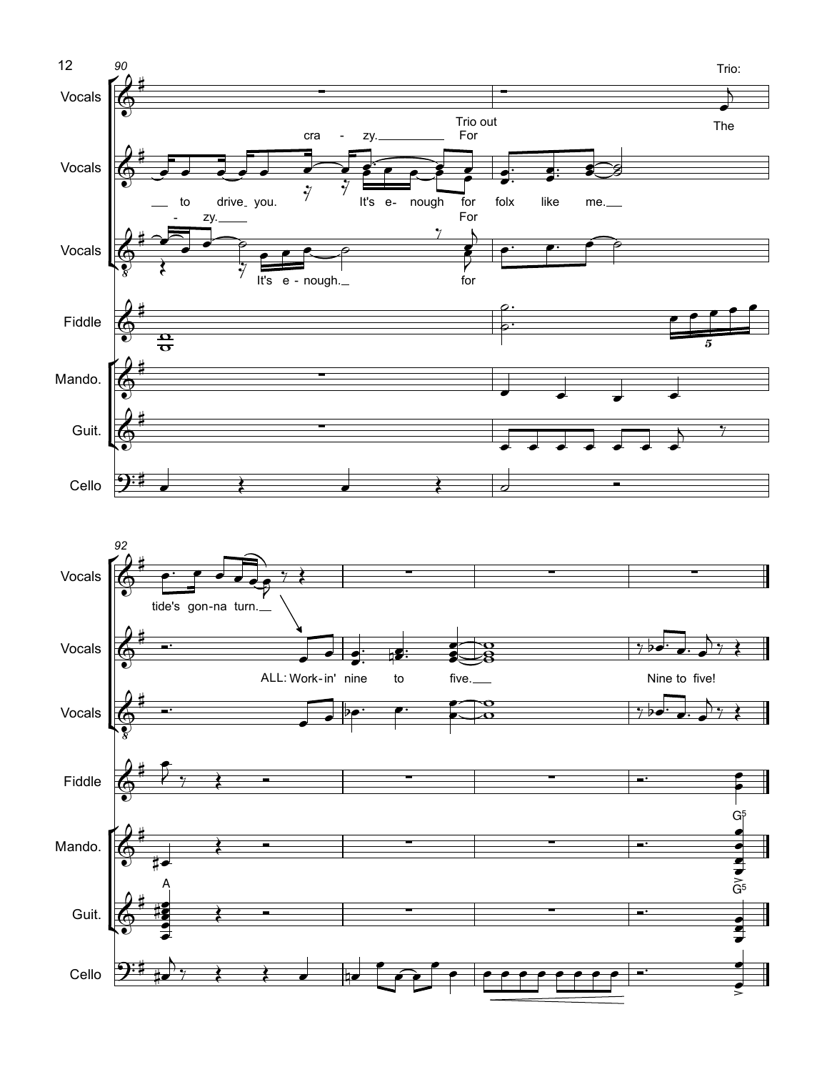90

Trio:

Vocals

The

cra - zy. For

Trio out

Vocals

to drive you. It's e - nough for folx like me.

- zy. For

Vocals

It's e - nough. for

Fiddle

5

Mando.

Guit.

Cello

92

Vocals

tide's gon-na turn.

Vocals

ALL: Work-in' nine to five. Nine to five!

Vocals

Fiddle

Mando.

G5

A

G5

Guit.

Cello